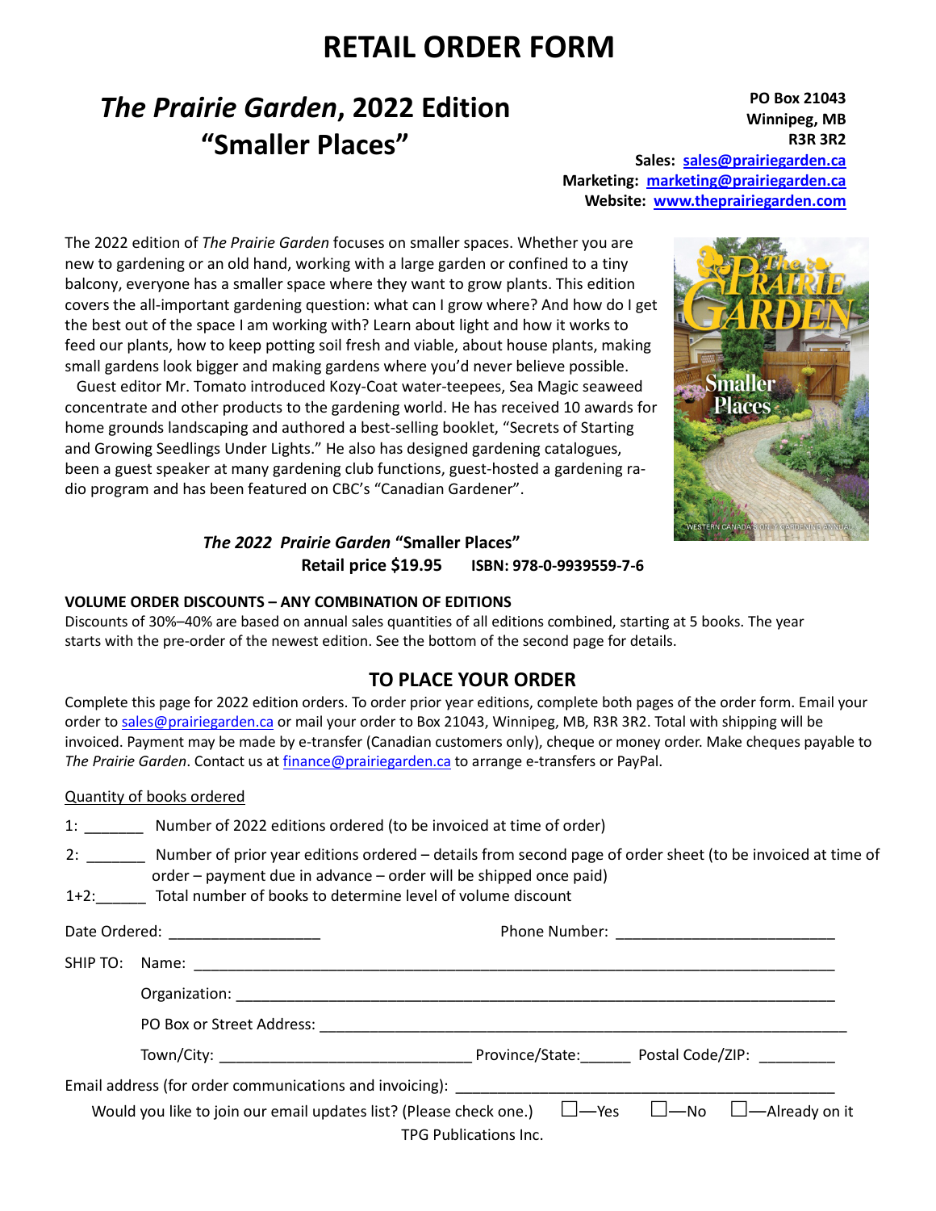# RETAIL ORDER FORM

## *The Prairie Garden*, 2022 Edition "Smaller Places"

**PO Box 21043**
**Winnipeg, MB**
**R3R 3R2**
**Sales: sales@prairiegarden.ca**
**Marketing: marketing@prairiegarden.ca**
**Website: www.theprairiegarden.com**

The 2022 edition of *The Prairie Garden* focuses on smaller spaces. Whether you are new to gardening or an old hand, working with a large garden or confined to a tiny balcony, everyone has a smaller space where they want to grow plants. This edition covers the all-important gardening question: what can I grow where? And how do I get the best out of the space I am working with? Learn about light and how it works to feed our plants, how to keep potting soil fresh and viable, about house plants, making small gardens look bigger and making gardens where you'd never believe possible.

Guest editor Mr. Tomato introduced Kozy-Coat water-teepees, Sea Magic seaweed concentrate and other products to the gardening world. He has received 10 awards for home grounds landscaping and authored a best-selling booklet, "Secrets of Starting and Growing Seedlings Under Lights." He also has designed gardening catalogues, been a guest speaker at many gardening club functions, guest-hosted a gardening radio program and has been featured on CBC's "Canadian Gardener".

***The 2022 Prairie Garden* "Smaller Places"**
**Retail price $19.95 ISBN: 978-0-9939559-7-6**

**VOLUME ORDER DISCOUNTS – ANY COMBINATION OF EDITIONS**
Discounts of 30%–40% are based on annual sales quantities of all editions combined, starting at 5 books. The year starts with the pre-order of the newest edition. See the bottom of the second page for details.

### TO PLACE YOUR ORDER

Complete this page for 2022 edition orders. To order prior year editions, complete both pages of the order form. Email your order to sales@prairiegarden.ca or mail your order to Box 21043, Winnipeg, MB, R3R 3R2. Total with shipping will be invoiced. Payment may be made by e-transfer (Canadian customers only), cheque or money order. Make cheques payable to *The Prairie Garden*. Contact us at finance@prairiegarden.ca to arrange e-transfers or PayPal.

Quantity of books ordered

1: _______ Number of 2022 editions ordered (to be invoiced at time of order)

2: _______ Number of prior year editions ordered – details from second page of order sheet (to be invoiced at time of order – payment due in advance – order will be shipped once paid)

1+2:______ Total number of books to determine level of volume discount

Date Ordered: __________________ Phone Number: __________________________

SHIP TO: Name: ______________________________________________

Organization: ______________________________________________

PO Box or Street Address: ______________________________________

Town/City: ______________________ Province/State:______ Postal Code/ZIP: _________

Email address (for order communications and invoicing): ______________________________

Would you like to join our email updates list? (Please check one.) ☐—Yes ☐—No ☐—Already on it

TPG Publications Inc.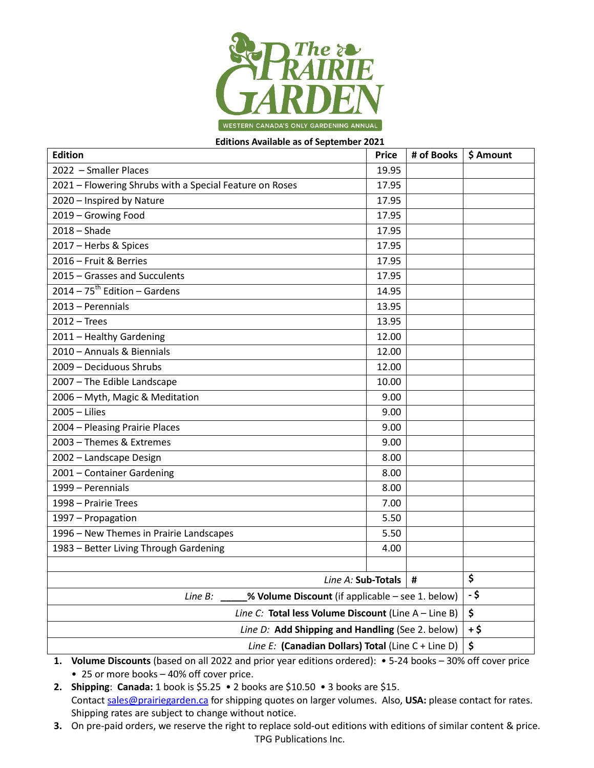# The Prairie Garden

WESTERN CANADA'S ONLY GARDENING ANNUAL

**Editions Available as of September 2021**

| Edition | Price | # of Books | $ Amount |
|---|---|---|---|
| 2022 – Smaller Places | 19.95 | | |
| 2021 – Flowering Shrubs with a Special Feature on Roses | 17.95 | | |
| 2020 – Inspired by Nature | 17.95 | | |
| 2019 – Growing Food | 17.95 | | |
| 2018 – Shade | 17.95 | | |
| 2017 – Herbs & Spices | 17.95 | | |
| 2016 – Fruit & Berries | 17.95 | | |
| 2015 – Grasses and Succulents | 17.95 | | |
| 2014 – 75th Edition – Gardens | 14.95 | | |
| 2013 – Perennials | 13.95 | | |
| 2012 – Trees | 13.95 | | |
| 2011 – Healthy Gardening | 12.00 | | |
| 2010 – Annuals & Biennials | 12.00 | | |
| 2009 – Deciduous Shrubs | 12.00 | | |
| 2007 – The Edible Landscape | 10.00 | | |
| 2006 – Myth, Magic & Meditation | 9.00 | | |
| 2005 – Lilies | 9.00 | | |
| 2004 – Pleasing Prairie Places | 9.00 | | |
| 2003 – Themes & Extremes | 9.00 | | |
| 2002 – Landscape Design | 8.00 | | |
| 2001 – Container Gardening | 8.00 | | |
| 1999 – Perennials | 8.00 | | |
| 1998 – Prairie Trees | 7.00 | | |
| 1997 – Propagation | 5.50 | | |
| 1996 – New Themes in Prairie Landscapes | 5.50 | | |
| 1983 – Better Living Through Gardening | 4.00 | | |
| | | | |
| *Line A:* **Sub-Totals** | | # | $ |
| *Line B:* _____**% Volume Discount** (if applicable – see 1. below) | | | - $ |
| *Line C:* **Total less Volume Discount** (Line A – Line B) | | | $ |
| *Line D:* **Add Shipping and Handling** (See 2. below) | | | + $ |
| *Line E:* **(Canadian Dollars) Total** (Line C + Line D) | | | $ |

1. **Volume Discounts** (based on all 2022 and prior year editions ordered): • 5-24 books – 30% off cover price • 25 or more books – 40% off cover price.
2. **Shipping**: **Canada:** 1 book is $5.25 • 2 books are $10.50 • 3 books are $15. Contact sales@prairiegarden.ca for shipping quotes on larger volumes. Also, **USA:** please contact for rates. Shipping rates are subject to change without notice.
3. On pre-paid orders, we reserve the right to replace sold-out editions with editions of similar content & price.

TPG Publications Inc.